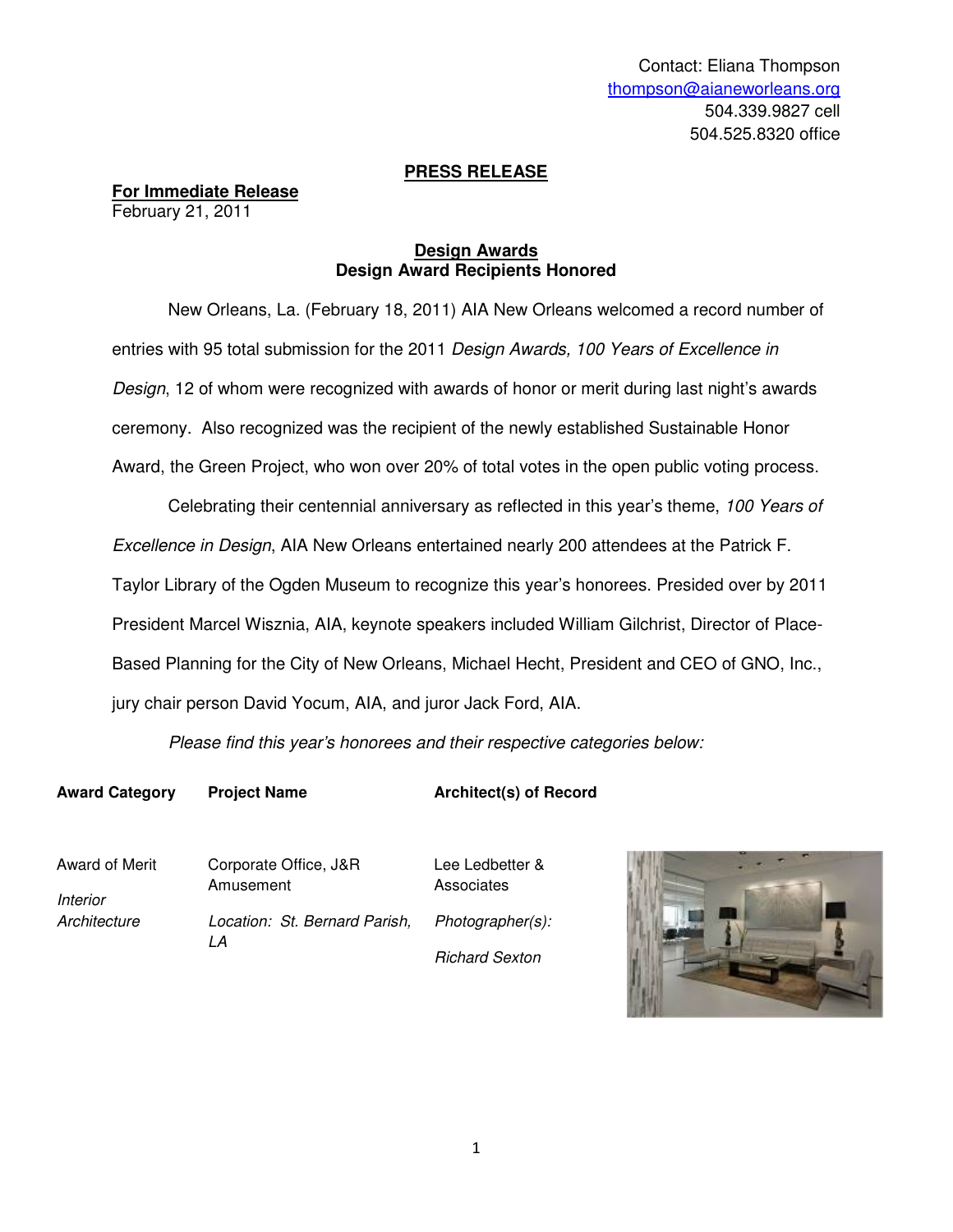Contact: Eliana Thompson
thompson@aianeworleans.org
504.339.9827 cell
504.525.8320 office

**PRESS RELEASE**

**For Immediate Release**
February 21, 2011

## Design Awards
### Design Award Recipients Honored

New Orleans, La. (February 18, 2011) AIA New Orleans welcomed a record number of entries with 95 total submission for the 2011 *Design Awards, 100 Years of Excellence in Design*, 12 of whom were recognized with awards of honor or merit during last night's awards ceremony. Also recognized was the recipient of the newly established Sustainable Honor Award, the Green Project, who won over 20% of total votes in the open public voting process.

Celebrating their centennial anniversary as reflected in this year's theme, *100 Years of Excellence in Design*, AIA New Orleans entertained nearly 200 attendees at the Patrick F. Taylor Library of the Ogden Museum to recognize this year's honorees. Presided over by 2011 President Marcel Wisznia, AIA, keynote speakers included William Gilchrist, Director of Place-Based Planning for the City of New Orleans, Michael Hecht, President and CEO of GNO, Inc., jury chair person David Yocum, AIA, and juror Jack Ford, AIA.

*Please find this year's honorees and their respective categories below:*

| Award Category | Project Name | Architect(s) of Record |
|---|---|---|
| Award of Merit<br>*Interior Architecture* | Corporate Office, J&R Amusement<br>*Location: St. Bernard Parish, LA* | Lee Ledbetter & Associates<br>*Photographer(s):*<br>*Richard Sexton* |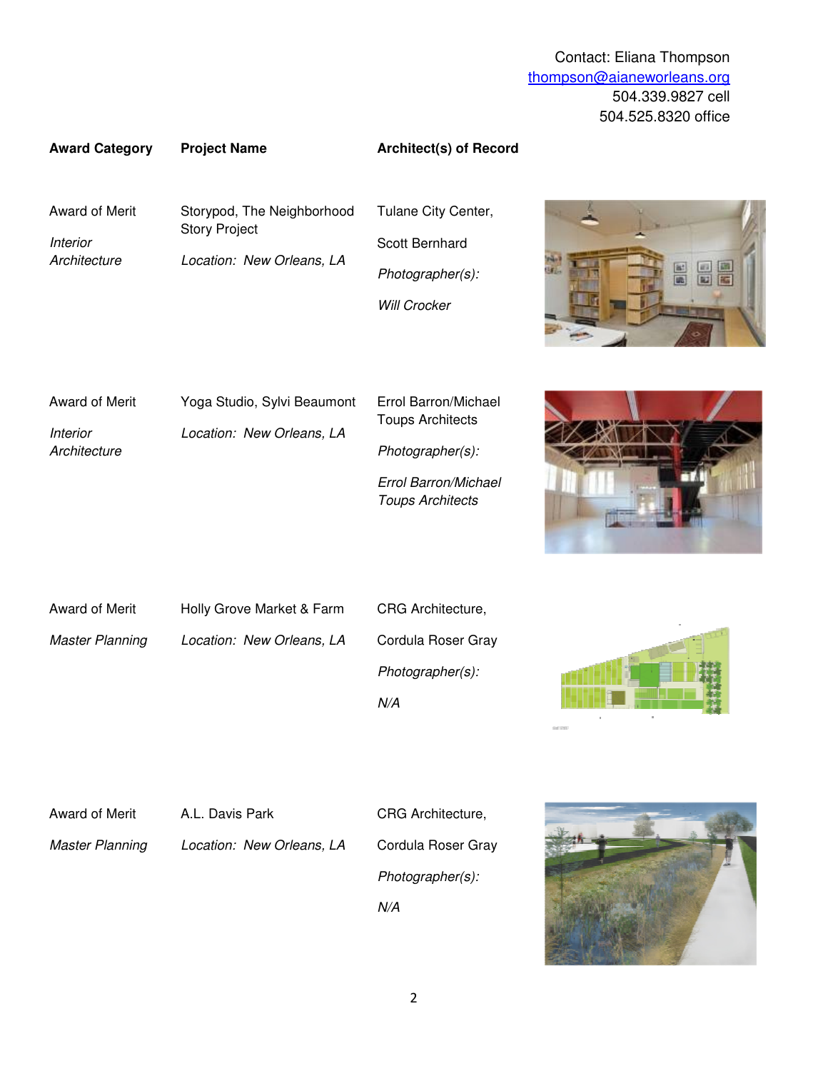Contact: Eliana Thompson
thompson@aianeworleans.org
504.339.9827 cell
504.525.8320 office

| Award Category | Project Name | Architect(s) of Record |
| --- | --- | --- |
| Award of Merit<br><br>*Interior Architecture* | Storypod, The Neighborhood Story Project<br><br>*Location: New Orleans, LA* | Tulane City Center,<br><br>Scott Bernhard<br><br>*Photographer(s):*<br><br>*Will Crocker* |
| Award of Merit<br><br>*Interior Architecture* | Yoga Studio, Sylvi Beaumont<br><br>*Location: New Orleans, LA* | Errol Barron/Michael Toups Architects<br><br>*Photographer(s):*<br><br>*Errol Barron/Michael Toups Architects* |
| Award of Merit<br><br>*Master Planning* | Holly Grove Market & Farm<br><br>*Location: New Orleans, LA* | CRG Architecture,<br><br>Cordula Roser Gray<br><br>*Photographer(s):*<br><br>*N/A* |
| Award of Merit<br><br>*Master Planning* | A.L. Davis Park<br><br>*Location: New Orleans, LA* | CRG Architecture,<br><br>Cordula Roser Gray<br><br>*Photographer(s):*<br><br>*N/A* |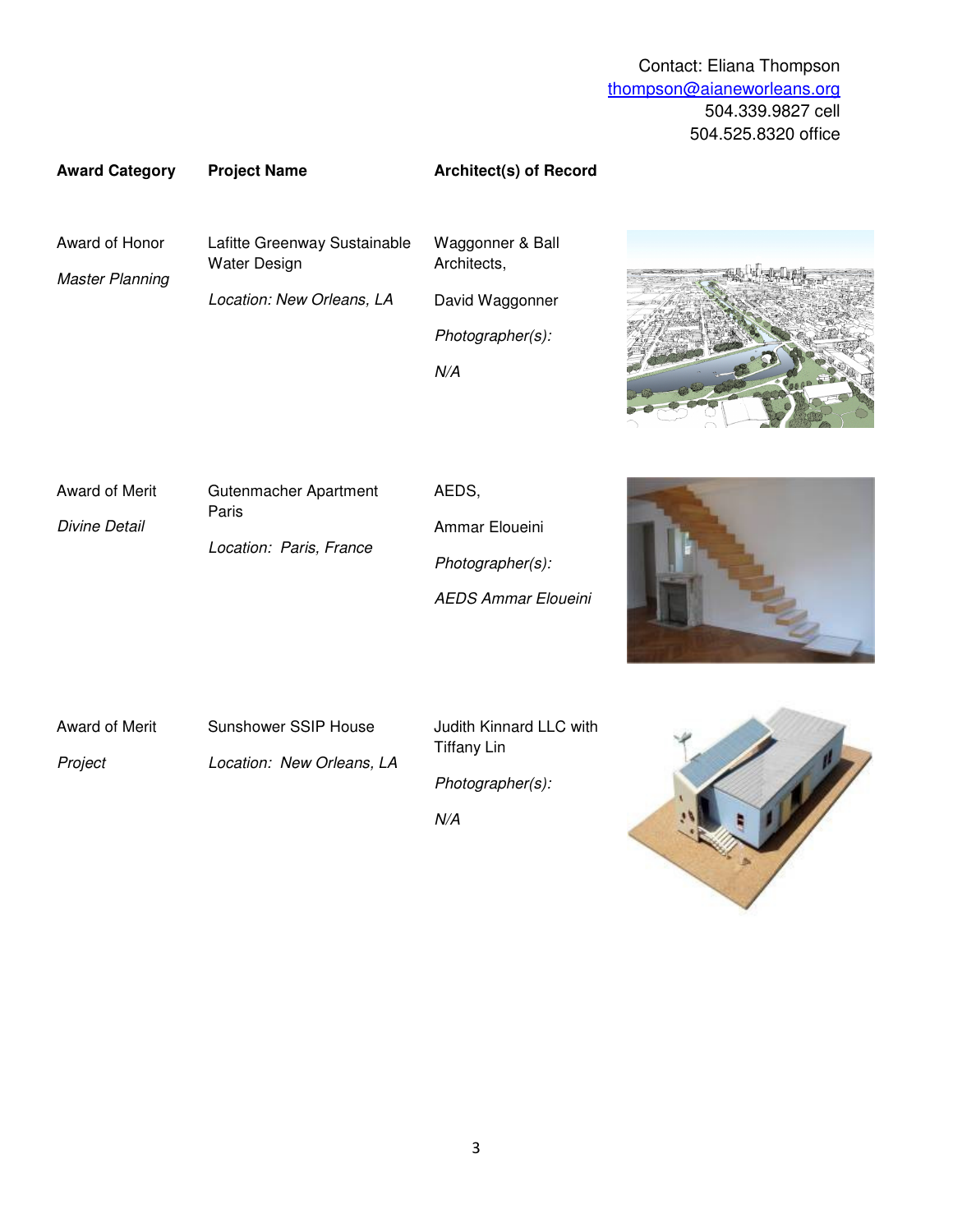Contact: Eliana Thompson
thompson@aianeworleans.org
504.339.9827 cell
504.525.8320 office

| **Award Category** | **Project Name** | **Architect(s) of Record** |
| --- | --- | --- |
| Award of Honor<br><br>*Master Planning* | Lafitte Greenway Sustainable Water Design<br><br>*Location: New Orleans, LA* | Waggonner & Ball Architects,<br><br>David Waggonner<br><br>*Photographer(s):*<br><br>*N/A* |
| Award of Merit<br><br>*Divine Detail* | Gutenmacher Apartment Paris<br><br>*Location: Paris, France* | AEDS,<br><br>Ammar Eloueini<br><br>*Photographer(s):*<br><br>*AEDS Ammar Eloueini* |
| Award of Merit<br><br>*Project* | Sunshower SSIP House<br><br>*Location: New Orleans, LA* | Judith Kinnard LLC with Tiffany Lin<br><br>*Photographer(s):*<br><br>*N/A* |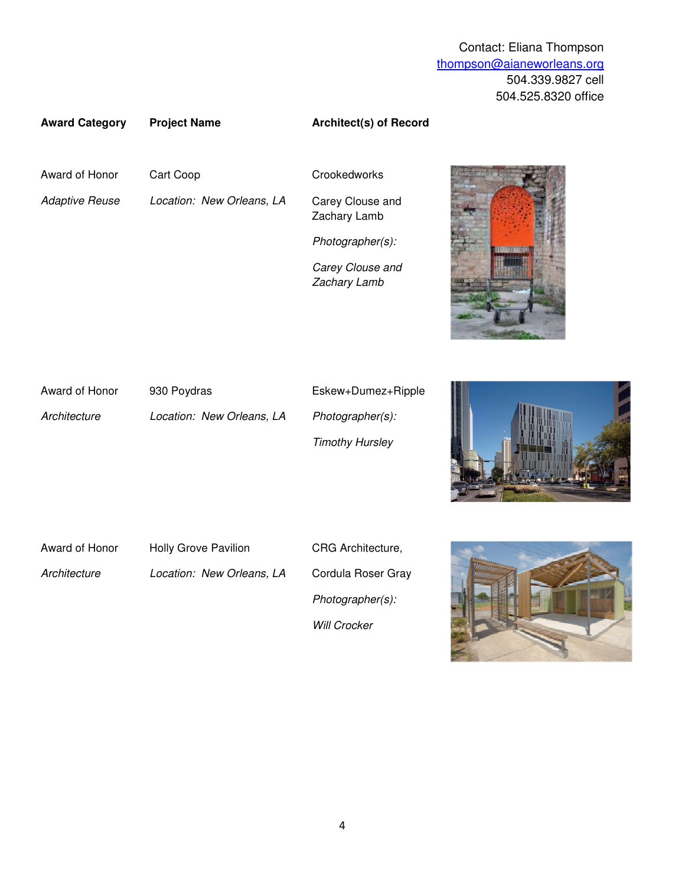Contact: Eliana Thompson
thompson@aianeworleans.org
504.339.9827 cell
504.525.8320 office

| Award Category | Project Name | Architect(s) of Record |
| --- | --- | --- |
| Award of Honor<br>*Adaptive Reuse* | Cart Coop<br>*Location: New Orleans, LA* | Crookedworks<br>Carey Clouse and Zachary Lamb<br>*Photographer(s):*<br>*Carey Clouse and Zachary Lamb* |
| Award of Honor<br>*Architecture* | 930 Poydras<br>*Location: New Orleans, LA* | Eskew+Dumez+Ripple<br>*Photographer(s):*<br>*Timothy Hursley* |
| Award of Honor<br>*Architecture* | Holly Grove Pavilion<br>*Location: New Orleans, LA* | CRG Architecture,<br>Cordula Roser Gray<br>*Photographer(s):*<br>*Will Crocker* |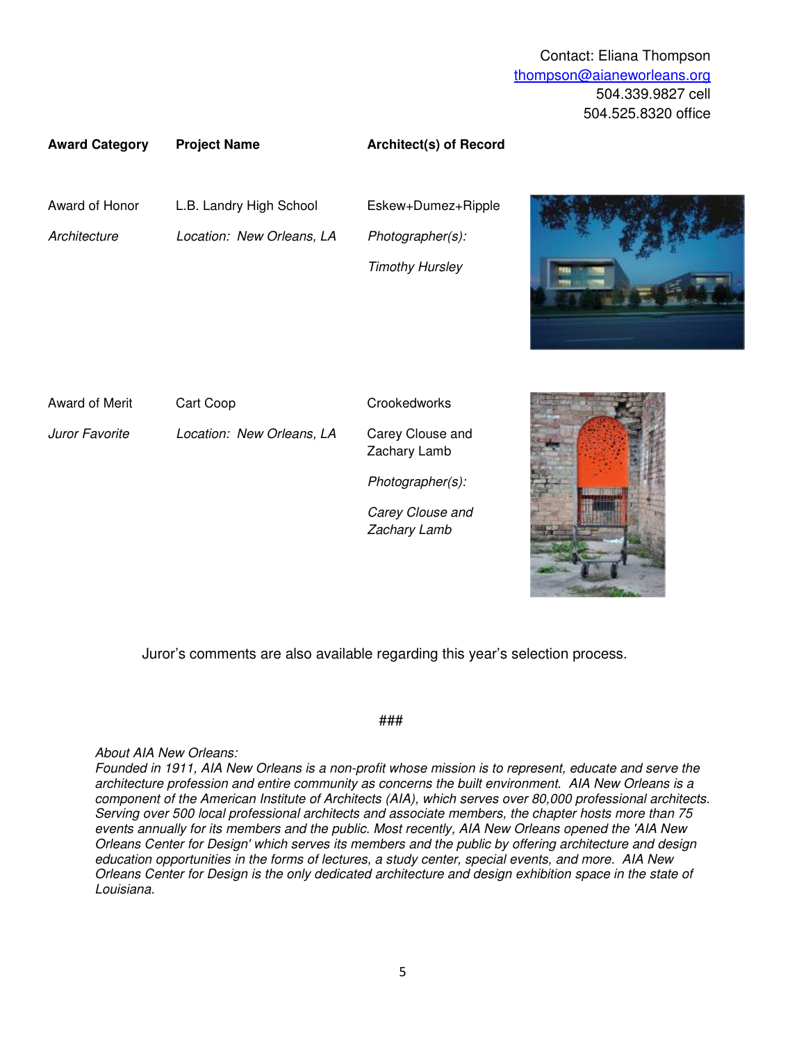Contact: Eliana Thompson
[thompson@aianeworleans.org](mailto:thompson@aianeworleans.org)
504.339.9827 cell
504.525.8320 office

| **Award Category** | **Project Name** | **Architect(s) of Record** |
| --- | --- | --- |
| Award of Honor | L.B. Landry High School | Eskew+Dumez+Ripple |
| *Architecture* | *Location: New Orleans, LA* | *Photographer(s):* |
| | | *Timothy Hursley* |
| Award of Merit | Cart Coop | Crookedworks |
| *Juror Favorite* | *Location: New Orleans, LA* | Carey Clouse and Zachary Lamb |
| | | *Photographer(s):* |
| | | *Carey Clouse and Zachary Lamb* |

Juror's comments are also available regarding this year's selection process.

###

*About AIA New Orleans:*
*Founded in 1911, AIA New Orleans is a non-profit whose mission is to represent, educate and serve the architecture profession and entire community as concerns the built environment. AIA New Orleans is a component of the American Institute of Architects (AIA), which serves over 80,000 professional architects. Serving over 500 local professional architects and associate members, the chapter hosts more than 75 events annually for its members and the public. Most recently, AIA New Orleans opened the 'AIA New Orleans Center for Design' which serves its members and the public by offering architecture and design education opportunities in the forms of lectures, a study center, special events, and more. AIA New Orleans Center for Design is the only dedicated architecture and design exhibition space in the state of Louisiana.*